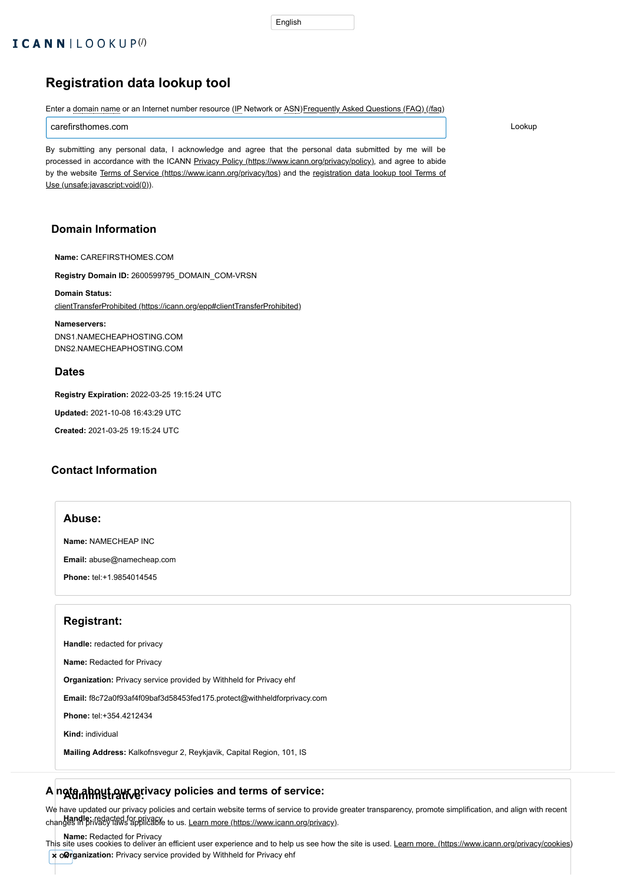English

ICANN | LOOKUP (/)

# Registration data lookup tool

Enter a domain name or an Internet number resource (IP Network or ASN) Frequently Asked Questions (FAQ) (/faq)

carefirsthomes.com

Lookup

By submitting any personal data, I acknowledge and agree that the personal data submitted by me will be processed in accordance with the ICANN Privacy Policy (https://www.icann.org/privacy/policy), and agree to abide by the website Terms of Service (https://www.icann.org/privacy/tos) and the registration data lookup tool Terms of Use (unsafe:javascript:void(0)).

## Domain Information

**Name:** CAREFIRSTHOMES.COM

**Registry Domain ID:** 2600599795_DOMAIN_COM-VRSN

**Domain Status:**
clientTransferProhibited (https://icann.org/epp#clientTransferProhibited)

**Nameservers:**
DNS1.NAMECHEAPHOSTING.COM
DNS2.NAMECHEAPHOSTING.COM

## Dates

**Registry Expiration:** 2022-03-25 19:15:24 UTC

**Updated:** 2021-10-08 16:43:29 UTC

**Created:** 2021-03-25 19:15:24 UTC

## Contact Information

### Abuse:

**Name:** NAMECHEAP INC

**Email:** abuse@namecheap.com

**Phone:** tel:+1.9854014545

### Registrant:

**Handle:** redacted for privacy

**Name:** Redacted for Privacy

**Organization:** Privacy service provided by Withheld for Privacy ehf

**Email:** f8c72a0f93af4f09baf3d58453fed175.protect@withheldforprivacy.com

**Phone:** tel:+354.4212434

**Kind:** individual

**Mailing Address:** Kalkofnsvegur 2, Reykjavik, Capital Region, 101, IS

### Administrative:

**Handle:** redacted for privacy

**Name:** Redacted for Privacy

**Organization:** Privacy service provided by Withheld for Privacy ehf

## A note about our privacy policies and terms of service:

We have updated our privacy policies and certain website terms of service to provide greater transparency, promote simplification, and align with recent changes in privacy laws applicable to us. Learn more (https://www.icann.org/privacy).

This site uses cookies to deliver an efficient user experience and to help us see how the site is used. Learn more. (https://www.icann.org/privacy/cookies)

× OK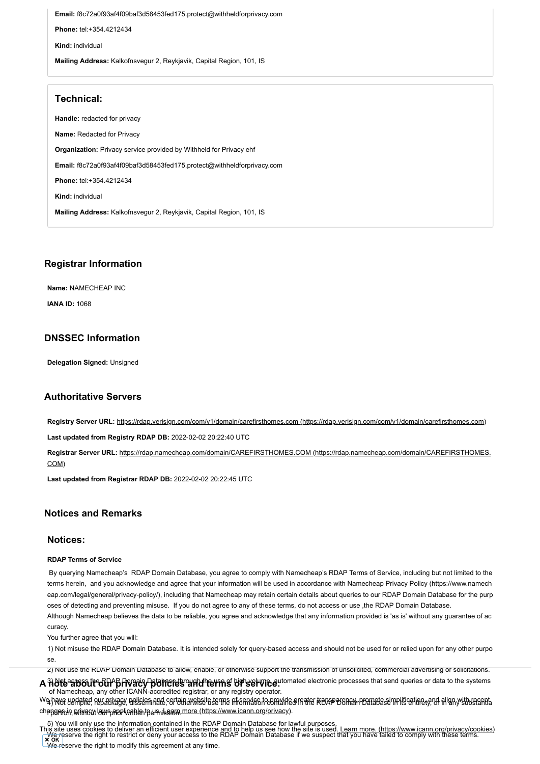**Email:** f8c72a0f93af4f09baf3d58453fed175.protect@withheldforprivacy.com

**Phone:** tel:+354.4212434

**Kind:** individual

**Mailing Address:** Kalkofnsvegur 2, Reykjavik, Capital Region, 101, IS

### Technical:

**Handle:** redacted for privacy

**Name:** Redacted for Privacy

**Organization:** Privacy service provided by Withheld for Privacy ehf

**Email:** f8c72a0f93af4f09baf3d58453fed175.protect@withheldforprivacy.com

**Phone:** tel:+354.4212434

**Kind:** individual

**Mailing Address:** Kalkofnsvegur 2, Reykjavik, Capital Region, 101, IS

## Registrar Information

**Name:** NAMECHEAP INC

**IANA ID:** 1068

## DNSSEC Information

**Delegation Signed:** Unsigned

## Authoritative Servers

**Registry Server URL:** https://rdap.verisign.com/com/v1/domain/carefirsthomes.com (https://rdap.verisign.com/com/v1/domain/carefirsthomes.com)

**Last updated from Registry RDAP DB:** 2022-02-02 20:22:40 UTC

**Registrar Server URL:** https://rdap.namecheap.com/domain/CAREFIRSTHOMES.COM (https://rdap.namecheap.com/domain/CAREFIRSTHOMES.COM)

**Last updated from Registrar RDAP DB:** 2022-02-02 20:22:45 UTC

## Notices and Remarks

### Notices:

**RDAP Terms of Service**

By querying Namecheap's RDAP Domain Database, you agree to comply with Namecheap's RDAP Terms of Service, including but not limited to the terms herein, and you acknowledge and agree that your information will be used in accordance with Namecheap Privacy Policy (https://www.namecheap.com/legal/general/privacy-policy/), including that Namecheap may retain certain details about queries to our RDAP Domain Database for the purposes of detecting and preventing misuse. If you do not agree to any of these terms, do not access or use ,the RDAP Domain Database.
Although Namecheap believes the data to be reliable, you agree and acknowledge that any information provided is 'as is' without any guarantee of accuracy.
You further agree that you will:
1) Not misuse the RDAP Domain Database. It is intended solely for query-based access and should not be used for or relied upon for any other purpose.
2) Not use the RDAP Domain Database to allow, enable, or otherwise support the transmission of unsolicited, commercial advertising or solicitations.
3) Not access the RDAP Domain Database through the use of high volume, automated electronic processes that send queries or data to the systems of Namecheap, any other ICANN-accredited registrar, or any registry operator.
4) Not compile, repackage, disseminate, or otherwise use the information contained in the RDAP Domain Database in its entirety, or in any substantial portion, without our prior written permission.
5) You will only use the information contained in the RDAP Domain Database for lawful purposes.
We reserve the right to restrict or deny your access to the RDAP Domain Database if we suspect that you have failed to comply with these terms.
We reserve the right to modify this agreement at any time.

## A note about our privacy policies and terms of service:

We have updated our privacy policies and certain website terms of service to provide greater transparency, promote simplification, and align with recent changes in privacy laws applicable to us. Learn more (https://www.icann.org/privacy).

This site uses cookies to deliver an efficient user experience and to help us see how the site is used. Learn more. (https://www.icann.org/privacy/cookies)

✖ OK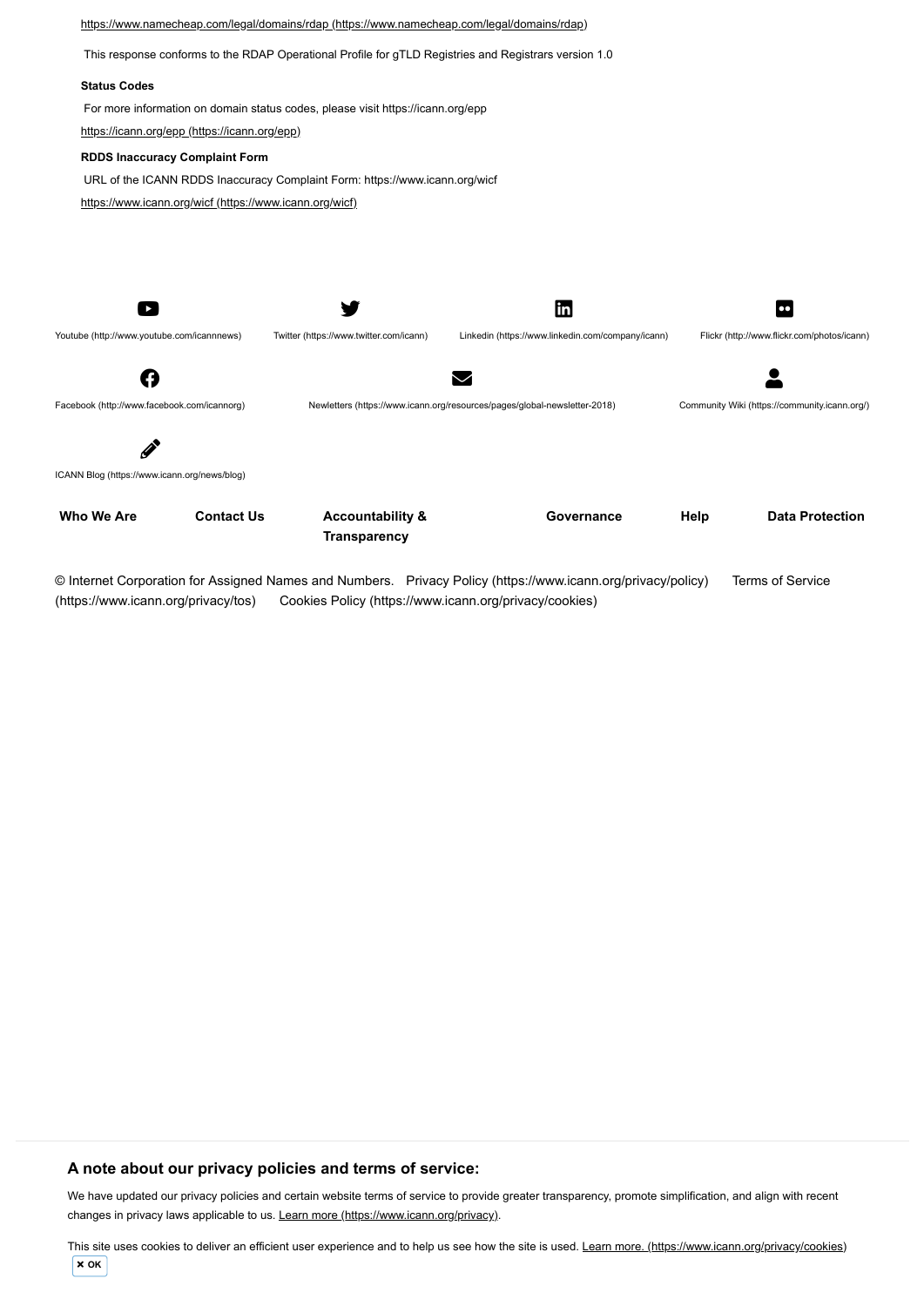https://www.namecheap.com/legal/domains/rdap (https://www.namecheap.com/legal/domains/rdap)

This response conforms to the RDAP Operational Profile for gTLD Registries and Registrars version 1.0

**Status Codes**

For more information on domain status codes, please visit https://icann.org/epp

https://icann.org/epp (https://icann.org/epp)

**RDDS Inaccuracy Complaint Form**

URL of the ICANN RDDS Inaccuracy Complaint Form: https://www.icann.org/wicf

https://www.icann.org/wicf (https://www.icann.org/wicf)

Youtube (http://www.youtube.com/icannnews)
Twitter (https://www.twitter.com/icann)
Linkedin (https://www.linkedin.com/company/icann)
Flickr (http://www.flickr.com/photos/icann)

Facebook (http://www.facebook.com/icannorg)
Newletters (https://www.icann.org/resources/pages/global-newsletter-2018)
Community Wiki (https://community.icann.org/)

ICANN Blog (https://www.icann.org/news/blog)

**Who We Are** **Contact Us** **Accountability & Transparency** **Governance** **Help** **Data Protection**

© Internet Corporation for Assigned Names and Numbers. Privacy Policy (https://www.icann.org/privacy/policy) Terms of Service (https://www.icann.org/privacy/tos) Cookies Policy (https://www.icann.org/privacy/cookies)

### A note about our privacy policies and terms of service:

We have updated our privacy policies and certain website terms of service to provide greater transparency, promote simplification, and align with recent changes in privacy laws applicable to us. Learn more (https://www.icann.org/privacy).

This site uses cookies to deliver an efficient user experience and to help us see how the site is used. Learn more. (https://www.icann.org/privacy/cookies)

× OK